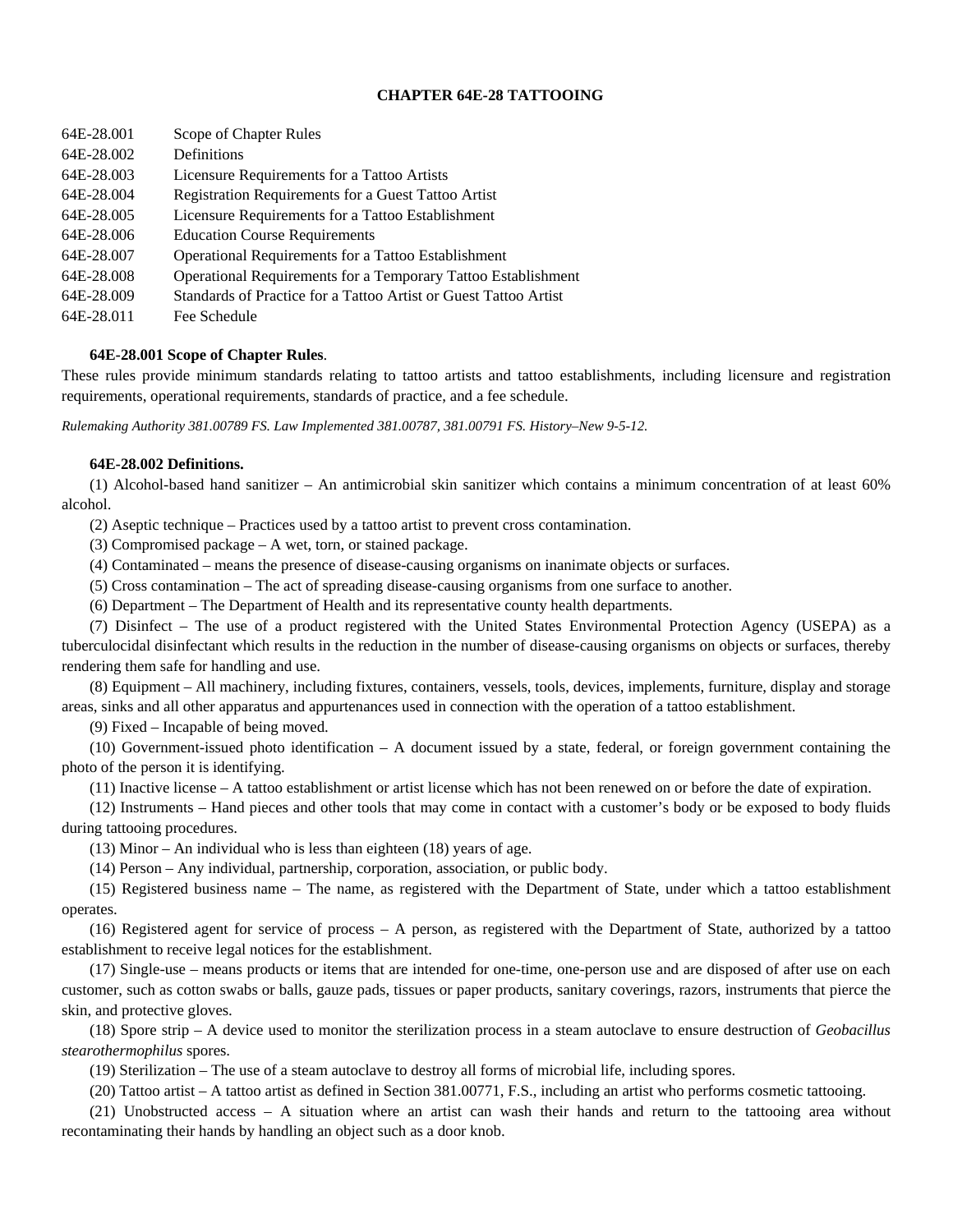# CHAPTER 64E-28 TATTOOING

| | |
|---|---|
| 64E-28.001 | Scope of Chapter Rules |
| 64E-28.002 | Definitions |
| 64E-28.003 | Licensure Requirements for a Tattoo Artists |
| 64E-28.004 | Registration Requirements for a Guest Tattoo Artist |
| 64E-28.005 | Licensure Requirements for a Tattoo Establishment |
| 64E-28.006 | Education Course Requirements |
| 64E-28.007 | Operational Requirements for a Tattoo Establishment |
| 64E-28.008 | Operational Requirements for a Temporary Tattoo Establishment |
| 64E-28.009 | Standards of Practice for a Tattoo Artist or Guest Tattoo Artist |
| 64E-28.011 | Fee Schedule |

**64E-28.001 Scope of Chapter Rules**.

These rules provide minimum standards relating to tattoo artists and tattoo establishments, including licensure and registration requirements, operational requirements, standards of practice, and a fee schedule.

*Rulemaking Authority 381.00789 FS. Law Implemented 381.00787, 381.00791 FS. History–New 9-5-12.*

**64E-28.002 Definitions.**

(1) Alcohol-based hand sanitizer – An antimicrobial skin sanitizer which contains a minimum concentration of at least 60% alcohol.

(2) Aseptic technique – Practices used by a tattoo artist to prevent cross contamination.

(3) Compromised package – A wet, torn, or stained package.

(4) Contaminated – means the presence of disease-causing organisms on inanimate objects or surfaces.

(5) Cross contamination – The act of spreading disease-causing organisms from one surface to another.

(6) Department – The Department of Health and its representative county health departments.

(7) Disinfect – The use of a product registered with the United States Environmental Protection Agency (USEPA) as a tuberculocidal disinfectant which results in the reduction in the number of disease-causing organisms on objects or surfaces, thereby rendering them safe for handling and use.

(8) Equipment – All machinery, including fixtures, containers, vessels, tools, devices, implements, furniture, display and storage areas, sinks and all other apparatus and appurtenances used in connection with the operation of a tattoo establishment.

(9) Fixed – Incapable of being moved.

(10) Government-issued photo identification – A document issued by a state, federal, or foreign government containing the photo of the person it is identifying.

(11) Inactive license – A tattoo establishment or artist license which has not been renewed on or before the date of expiration.

(12) Instruments – Hand pieces and other tools that may come in contact with a customer's body or be exposed to body fluids during tattooing procedures.

(13) Minor – An individual who is less than eighteen (18) years of age.

(14) Person – Any individual, partnership, corporation, association, or public body.

(15) Registered business name – The name, as registered with the Department of State, under which a tattoo establishment operates.

(16) Registered agent for service of process – A person, as registered with the Department of State, authorized by a tattoo establishment to receive legal notices for the establishment.

(17) Single-use – means products or items that are intended for one-time, one-person use and are disposed of after use on each customer, such as cotton swabs or balls, gauze pads, tissues or paper products, sanitary coverings, razors, instruments that pierce the skin, and protective gloves.

(18) Spore strip – A device used to monitor the sterilization process in a steam autoclave to ensure destruction of *Geobacillus stearothermophilus* spores.

(19) Sterilization – The use of a steam autoclave to destroy all forms of microbial life, including spores.

(20) Tattoo artist – A tattoo artist as defined in Section 381.00771, F.S., including an artist who performs cosmetic tattooing.

(21) Unobstructed access – A situation where an artist can wash their hands and return to the tattooing area without recontaminating their hands by handling an object such as a door knob.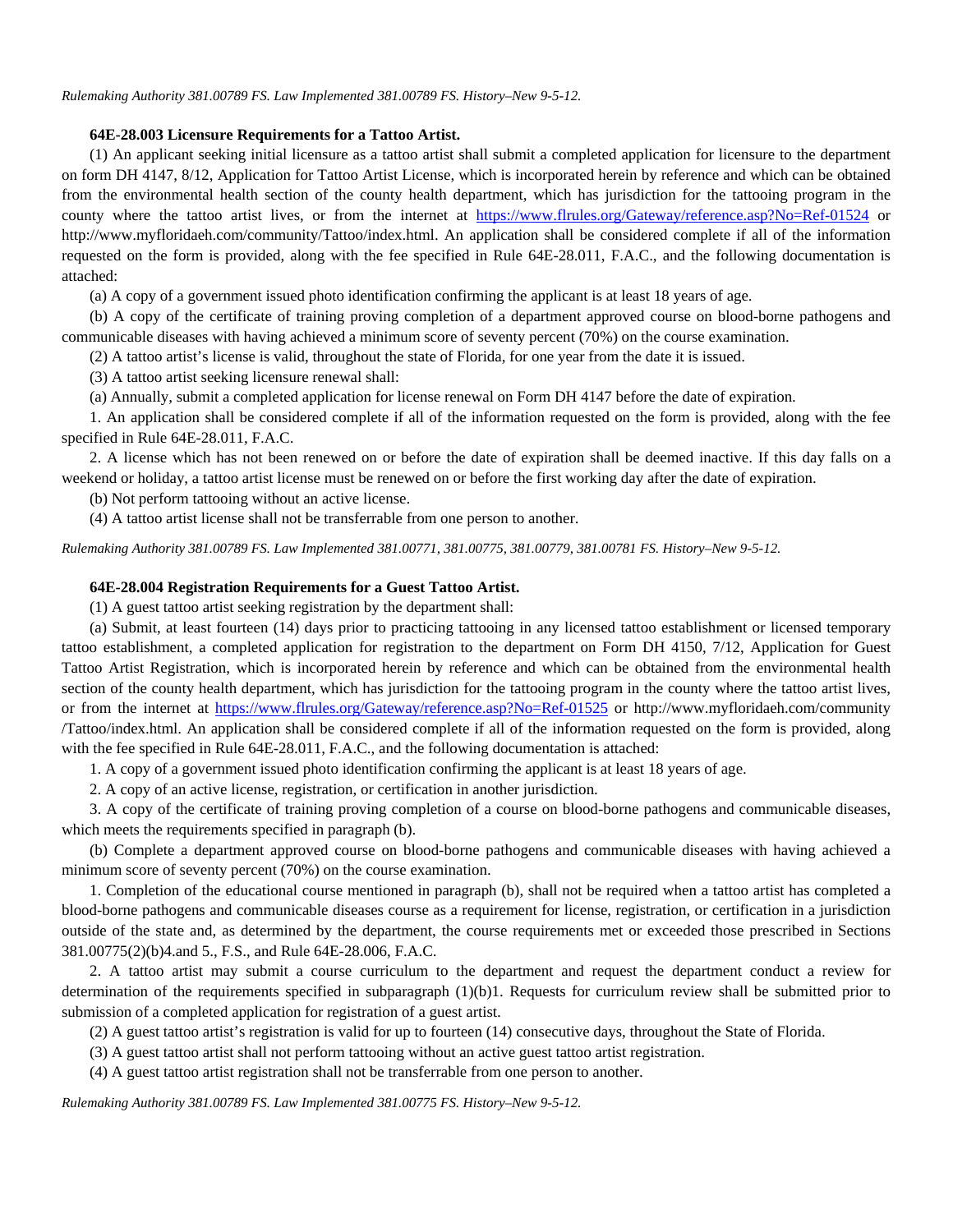*Rulemaking Authority 381.00789 FS. Law Implemented 381.00789 FS. History–New 9-5-12.*

**64E-28.003 Licensure Requirements for a Tattoo Artist.**

(1) An applicant seeking initial licensure as a tattoo artist shall submit a completed application for licensure to the department on form DH 4147, 8/12, Application for Tattoo Artist License, which is incorporated herein by reference and which can be obtained from the environmental health section of the county health department, which has jurisdiction for the tattooing program in the county where the tattoo artist lives, or from the internet at https://www.flrules.org/Gateway/reference.asp?No=Ref-01524 or http://www.myfloridaeh.com/community/Tattoo/index.html. An application shall be considered complete if all of the information requested on the form is provided, along with the fee specified in Rule 64E-28.011, F.A.C., and the following documentation is attached:

(a) A copy of a government issued photo identification confirming the applicant is at least 18 years of age.

(b) A copy of the certificate of training proving completion of a department approved course on blood-borne pathogens and communicable diseases with having achieved a minimum score of seventy percent (70%) on the course examination.

(2) A tattoo artist's license is valid, throughout the state of Florida, for one year from the date it is issued.

(3) A tattoo artist seeking licensure renewal shall:

(a) Annually, submit a completed application for license renewal on Form DH 4147 before the date of expiration.

1. An application shall be considered complete if all of the information requested on the form is provided, along with the fee specified in Rule 64E-28.011, F.A.C.

2. A license which has not been renewed on or before the date of expiration shall be deemed inactive. If this day falls on a weekend or holiday, a tattoo artist license must be renewed on or before the first working day after the date of expiration.

(b) Not perform tattooing without an active license.

(4) A tattoo artist license shall not be transferrable from one person to another.

*Rulemaking Authority 381.00789 FS. Law Implemented 381.00771, 381.00775, 381.00779, 381.00781 FS. History–New 9-5-12.*

**64E-28.004 Registration Requirements for a Guest Tattoo Artist.**

(1) A guest tattoo artist seeking registration by the department shall:

(a) Submit, at least fourteen (14) days prior to practicing tattooing in any licensed tattoo establishment or licensed temporary tattoo establishment, a completed application for registration to the department on Form DH 4150, 7/12, Application for Guest Tattoo Artist Registration, which is incorporated herein by reference and which can be obtained from the environmental health section of the county health department, which has jurisdiction for the tattooing program in the county where the tattoo artist lives, or from the internet at https://www.flrules.org/Gateway/reference.asp?No=Ref-01525 or http://www.myfloridaeh.com/community /Tattoo/index.html. An application shall be considered complete if all of the information requested on the form is provided, along with the fee specified in Rule 64E-28.011, F.A.C., and the following documentation is attached:

1. A copy of a government issued photo identification confirming the applicant is at least 18 years of age.

2. A copy of an active license, registration, or certification in another jurisdiction.

3. A copy of the certificate of training proving completion of a course on blood-borne pathogens and communicable diseases, which meets the requirements specified in paragraph (b).

(b) Complete a department approved course on blood-borne pathogens and communicable diseases with having achieved a minimum score of seventy percent (70%) on the course examination.

1. Completion of the educational course mentioned in paragraph (b), shall not be required when a tattoo artist has completed a blood-borne pathogens and communicable diseases course as a requirement for license, registration, or certification in a jurisdiction outside of the state and, as determined by the department, the course requirements met or exceeded those prescribed in Sections 381.00775(2)(b)4.and 5., F.S., and Rule 64E-28.006, F.A.C.

2. A tattoo artist may submit a course curriculum to the department and request the department conduct a review for determination of the requirements specified in subparagraph (1)(b)1. Requests for curriculum review shall be submitted prior to submission of a completed application for registration of a guest artist.

(2) A guest tattoo artist's registration is valid for up to fourteen (14) consecutive days, throughout the State of Florida.

(3) A guest tattoo artist shall not perform tattooing without an active guest tattoo artist registration.

(4) A guest tattoo artist registration shall not be transferrable from one person to another.

*Rulemaking Authority 381.00789 FS. Law Implemented 381.00775 FS. History–New 9-5-12.*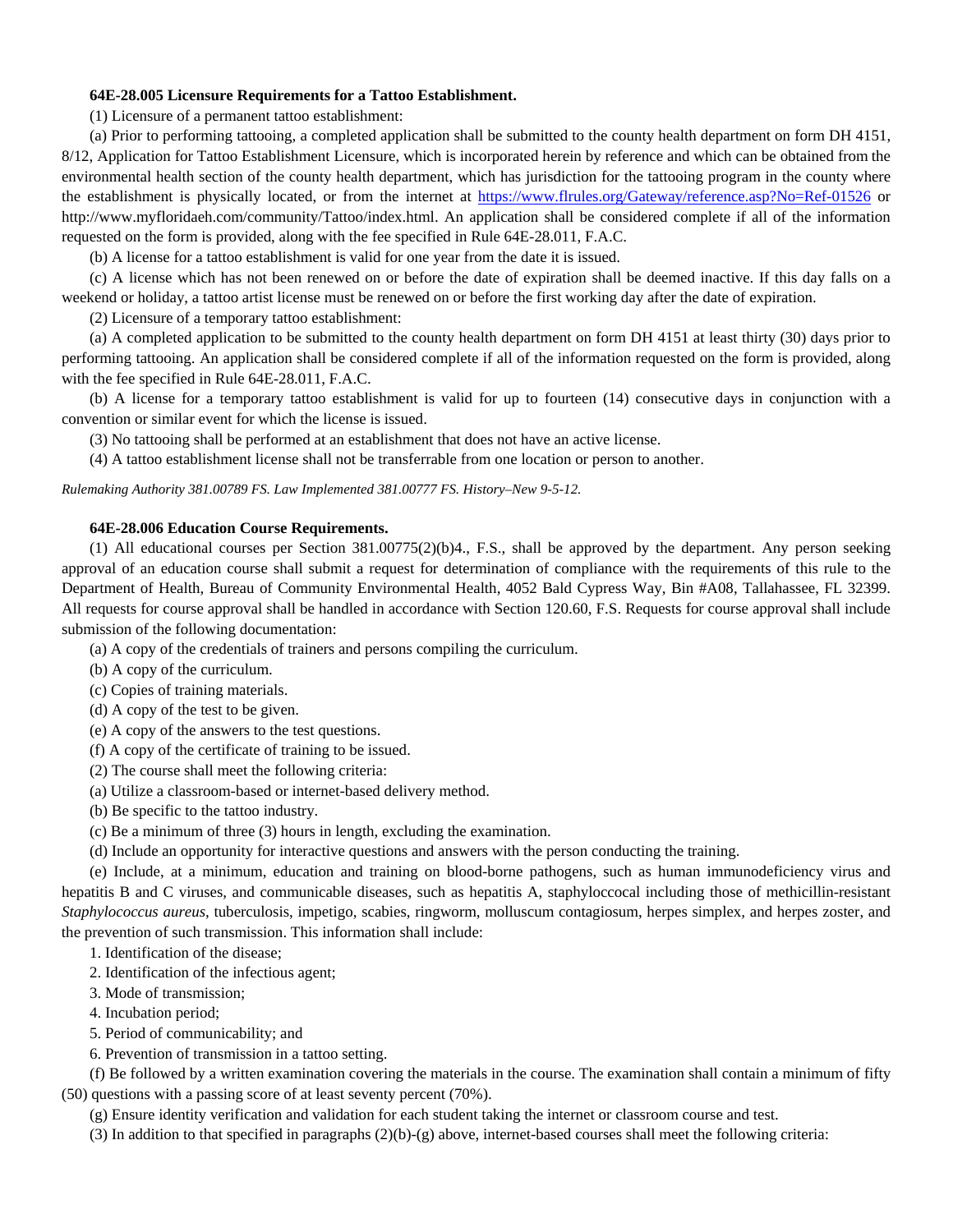**64E-28.005 Licensure Requirements for a Tattoo Establishment.**

(1) Licensure of a permanent tattoo establishment:

(a) Prior to performing tattooing, a completed application shall be submitted to the county health department on form DH 4151, 8/12, Application for Tattoo Establishment Licensure, which is incorporated herein by reference and which can be obtained from the environmental health section of the county health department, which has jurisdiction for the tattooing program in the county where the establishment is physically located, or from the internet at [https://www.flrules.org/Gateway/reference.asp?No=Ref-01526](https://www.flrules.org/Gateway/reference.asp?No=Ref-01526) or http://www.myfloridaeh.com/community/Tattoo/index.html. An application shall be considered complete if all of the information requested on the form is provided, along with the fee specified in Rule 64E-28.011, F.A.C.

(b) A license for a tattoo establishment is valid for one year from the date it is issued.

(c) A license which has not been renewed on or before the date of expiration shall be deemed inactive. If this day falls on a weekend or holiday, a tattoo artist license must be renewed on or before the first working day after the date of expiration.

(2) Licensure of a temporary tattoo establishment:

(a) A completed application to be submitted to the county health department on form DH 4151 at least thirty (30) days prior to performing tattooing. An application shall be considered complete if all of the information requested on the form is provided, along with the fee specified in Rule 64E-28.011, F.A.C.

(b) A license for a temporary tattoo establishment is valid for up to fourteen (14) consecutive days in conjunction with a convention or similar event for which the license is issued.

(3) No tattooing shall be performed at an establishment that does not have an active license.

(4) A tattoo establishment license shall not be transferrable from one location or person to another.

*Rulemaking Authority 381.00789 FS. Law Implemented 381.00777 FS. History–New 9-5-12.*

**64E-28.006 Education Course Requirements.**

(1) All educational courses per Section 381.00775(2)(b)4., F.S., shall be approved by the department. Any person seeking approval of an education course shall submit a request for determination of compliance with the requirements of this rule to the Department of Health, Bureau of Community Environmental Health, 4052 Bald Cypress Way, Bin #A08, Tallahassee, FL 32399. All requests for course approval shall be handled in accordance with Section 120.60, F.S. Requests for course approval shall include submission of the following documentation:

(a) A copy of the credentials of trainers and persons compiling the curriculum.

(b) A copy of the curriculum.

(c) Copies of training materials.

(d) A copy of the test to be given.

(e) A copy of the answers to the test questions.

(f) A copy of the certificate of training to be issued.

(2) The course shall meet the following criteria:

(a) Utilize a classroom-based or internet-based delivery method.

(b) Be specific to the tattoo industry.

(c) Be a minimum of three (3) hours in length, excluding the examination.

(d) Include an opportunity for interactive questions and answers with the person conducting the training.

(e) Include, at a minimum, education and training on blood-borne pathogens, such as human immunodeficiency virus and hepatitis B and C viruses, and communicable diseases, such as hepatitis A, staphyloccocal including those of methicillin-resistant *Staphylococcus aureus*, tuberculosis, impetigo, scabies, ringworm, molluscum contagiosum, herpes simplex, and herpes zoster, and the prevention of such transmission. This information shall include:

1. Identification of the disease;
2. Identification of the infectious agent;
3. Mode of transmission;
4. Incubation period;
5. Period of communicability; and
6. Prevention of transmission in a tattoo setting.

(f) Be followed by a written examination covering the materials in the course. The examination shall contain a minimum of fifty (50) questions with a passing score of at least seventy percent (70%).

(g) Ensure identity verification and validation for each student taking the internet or classroom course and test.

(3) In addition to that specified in paragraphs (2)(b)-(g) above, internet-based courses shall meet the following criteria: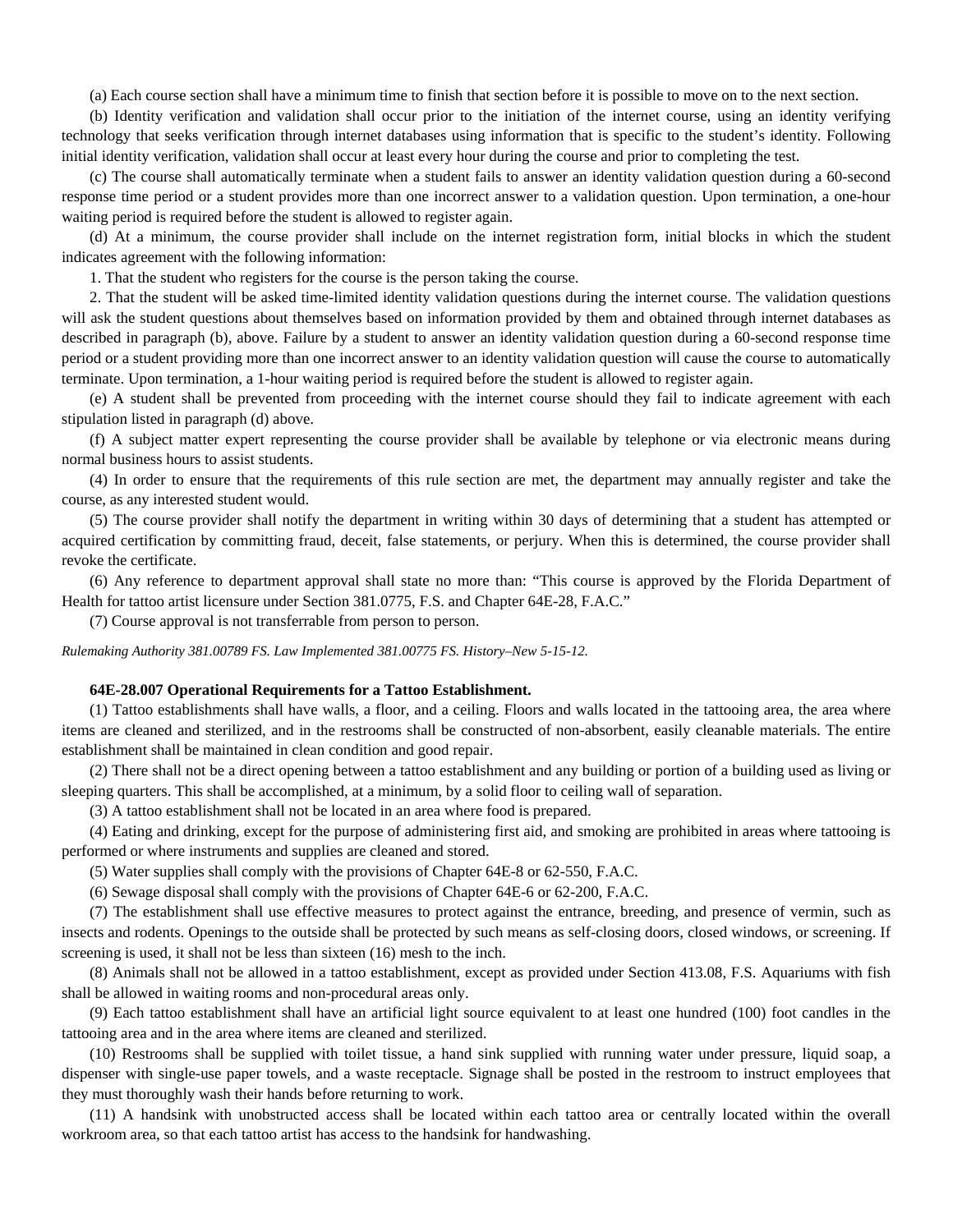(a) Each course section shall have a minimum time to finish that section before it is possible to move on to the next section.

(b) Identity verification and validation shall occur prior to the initiation of the internet course, using an identity verifying technology that seeks verification through internet databases using information that is specific to the student's identity. Following initial identity verification, validation shall occur at least every hour during the course and prior to completing the test.

(c) The course shall automatically terminate when a student fails to answer an identity validation question during a 60-second response time period or a student provides more than one incorrect answer to a validation question. Upon termination, a one-hour waiting period is required before the student is allowed to register again.

(d) At a minimum, the course provider shall include on the internet registration form, initial blocks in which the student indicates agreement with the following information:

1. That the student who registers for the course is the person taking the course.

2. That the student will be asked time-limited identity validation questions during the internet course. The validation questions will ask the student questions about themselves based on information provided by them and obtained through internet databases as described in paragraph (b), above. Failure by a student to answer an identity validation question during a 60-second response time period or a student providing more than one incorrect answer to an identity validation question will cause the course to automatically terminate. Upon termination, a 1-hour waiting period is required before the student is allowed to register again.

(e) A student shall be prevented from proceeding with the internet course should they fail to indicate agreement with each stipulation listed in paragraph (d) above.

(f) A subject matter expert representing the course provider shall be available by telephone or via electronic means during normal business hours to assist students.

(4) In order to ensure that the requirements of this rule section are met, the department may annually register and take the course, as any interested student would.

(5) The course provider shall notify the department in writing within 30 days of determining that a student has attempted or acquired certification by committing fraud, deceit, false statements, or perjury. When this is determined, the course provider shall revoke the certificate.

(6) Any reference to department approval shall state no more than: "This course is approved by the Florida Department of Health for tattoo artist licensure under Section 381.0775, F.S. and Chapter 64E-28, F.A.C."

(7) Course approval is not transferrable from person to person.

*Rulemaking Authority 381.00789 FS. Law Implemented 381.00775 FS. History–New 5-15-12.*

**64E-28.007 Operational Requirements for a Tattoo Establishment.**

(1) Tattoo establishments shall have walls, a floor, and a ceiling. Floors and walls located in the tattooing area, the area where items are cleaned and sterilized, and in the restrooms shall be constructed of non-absorbent, easily cleanable materials. The entire establishment shall be maintained in clean condition and good repair.

(2) There shall not be a direct opening between a tattoo establishment and any building or portion of a building used as living or sleeping quarters. This shall be accomplished, at a minimum, by a solid floor to ceiling wall of separation.

(3) A tattoo establishment shall not be located in an area where food is prepared.

(4) Eating and drinking, except for the purpose of administering first aid, and smoking are prohibited in areas where tattooing is performed or where instruments and supplies are cleaned and stored.

(5) Water supplies shall comply with the provisions of Chapter 64E-8 or 62-550, F.A.C.

(6) Sewage disposal shall comply with the provisions of Chapter 64E-6 or 62-200, F.A.C.

(7) The establishment shall use effective measures to protect against the entrance, breeding, and presence of vermin, such as insects and rodents. Openings to the outside shall be protected by such means as self-closing doors, closed windows, or screening. If screening is used, it shall not be less than sixteen (16) mesh to the inch.

(8) Animals shall not be allowed in a tattoo establishment, except as provided under Section 413.08, F.S. Aquariums with fish shall be allowed in waiting rooms and non-procedural areas only.

(9) Each tattoo establishment shall have an artificial light source equivalent to at least one hundred (100) foot candles in the tattooing area and in the area where items are cleaned and sterilized.

(10) Restrooms shall be supplied with toilet tissue, a hand sink supplied with running water under pressure, liquid soap, a dispenser with single-use paper towels, and a waste receptacle. Signage shall be posted in the restroom to instruct employees that they must thoroughly wash their hands before returning to work.

(11) A handsink with unobstructed access shall be located within each tattoo area or centrally located within the overall workroom area, so that each tattoo artist has access to the handsink for handwashing.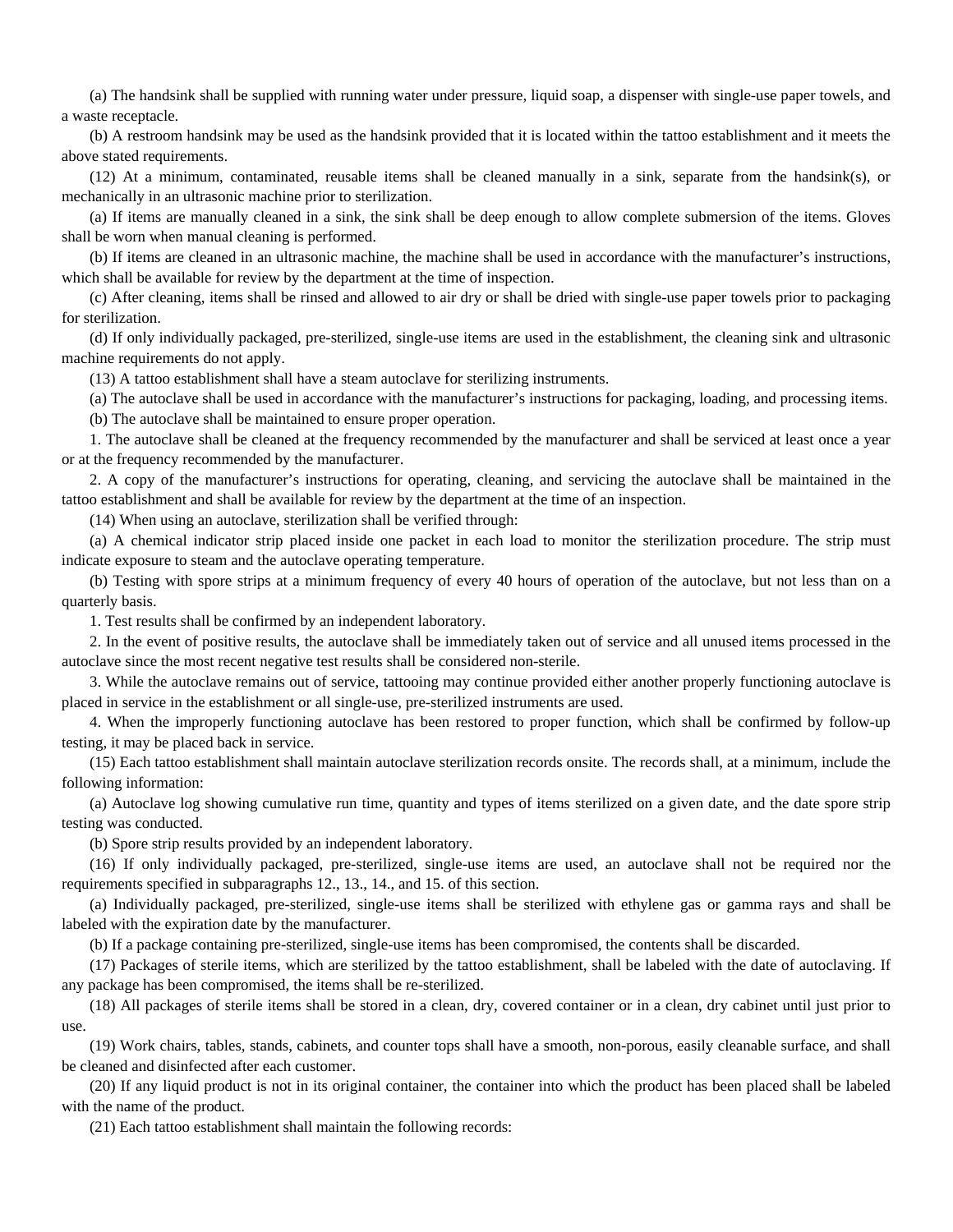(a) The handsink shall be supplied with running water under pressure, liquid soap, a dispenser with single-use paper towels, and a waste receptacle.

(b) A restroom handsink may be used as the handsink provided that it is located within the tattoo establishment and it meets the above stated requirements.

(12) At a minimum, contaminated, reusable items shall be cleaned manually in a sink, separate from the handsink(s), or mechanically in an ultrasonic machine prior to sterilization.

(a) If items are manually cleaned in a sink, the sink shall be deep enough to allow complete submersion of the items. Gloves shall be worn when manual cleaning is performed.

(b) If items are cleaned in an ultrasonic machine, the machine shall be used in accordance with the manufacturer's instructions, which shall be available for review by the department at the time of inspection.

(c) After cleaning, items shall be rinsed and allowed to air dry or shall be dried with single-use paper towels prior to packaging for sterilization.

(d) If only individually packaged, pre-sterilized, single-use items are used in the establishment, the cleaning sink and ultrasonic machine requirements do not apply.

(13) A tattoo establishment shall have a steam autoclave for sterilizing instruments.

(a) The autoclave shall be used in accordance with the manufacturer's instructions for packaging, loading, and processing items.

(b) The autoclave shall be maintained to ensure proper operation.

1. The autoclave shall be cleaned at the frequency recommended by the manufacturer and shall be serviced at least once a year or at the frequency recommended by the manufacturer.

2. A copy of the manufacturer's instructions for operating, cleaning, and servicing the autoclave shall be maintained in the tattoo establishment and shall be available for review by the department at the time of an inspection.

(14) When using an autoclave, sterilization shall be verified through:

(a) A chemical indicator strip placed inside one packet in each load to monitor the sterilization procedure. The strip must indicate exposure to steam and the autoclave operating temperature.

(b) Testing with spore strips at a minimum frequency of every 40 hours of operation of the autoclave, but not less than on a quarterly basis.

1. Test results shall be confirmed by an independent laboratory.

2. In the event of positive results, the autoclave shall be immediately taken out of service and all unused items processed in the autoclave since the most recent negative test results shall be considered non-sterile.

3. While the autoclave remains out of service, tattooing may continue provided either another properly functioning autoclave is placed in service in the establishment or all single-use, pre-sterilized instruments are used.

4. When the improperly functioning autoclave has been restored to proper function, which shall be confirmed by follow-up testing, it may be placed back in service.

(15) Each tattoo establishment shall maintain autoclave sterilization records onsite. The records shall, at a minimum, include the following information:

(a) Autoclave log showing cumulative run time, quantity and types of items sterilized on a given date, and the date spore strip testing was conducted.

(b) Spore strip results provided by an independent laboratory.

(16) If only individually packaged, pre-sterilized, single-use items are used, an autoclave shall not be required nor the requirements specified in subparagraphs 12., 13., 14., and 15. of this section.

(a) Individually packaged, pre-sterilized, single-use items shall be sterilized with ethylene gas or gamma rays and shall be labeled with the expiration date by the manufacturer.

(b) If a package containing pre-sterilized, single-use items has been compromised, the contents shall be discarded.

(17) Packages of sterile items, which are sterilized by the tattoo establishment, shall be labeled with the date of autoclaving. If any package has been compromised, the items shall be re-sterilized.

(18) All packages of sterile items shall be stored in a clean, dry, covered container or in a clean, dry cabinet until just prior to use.

(19) Work chairs, tables, stands, cabinets, and counter tops shall have a smooth, non-porous, easily cleanable surface, and shall be cleaned and disinfected after each customer.

(20) If any liquid product is not in its original container, the container into which the product has been placed shall be labeled with the name of the product.

(21) Each tattoo establishment shall maintain the following records: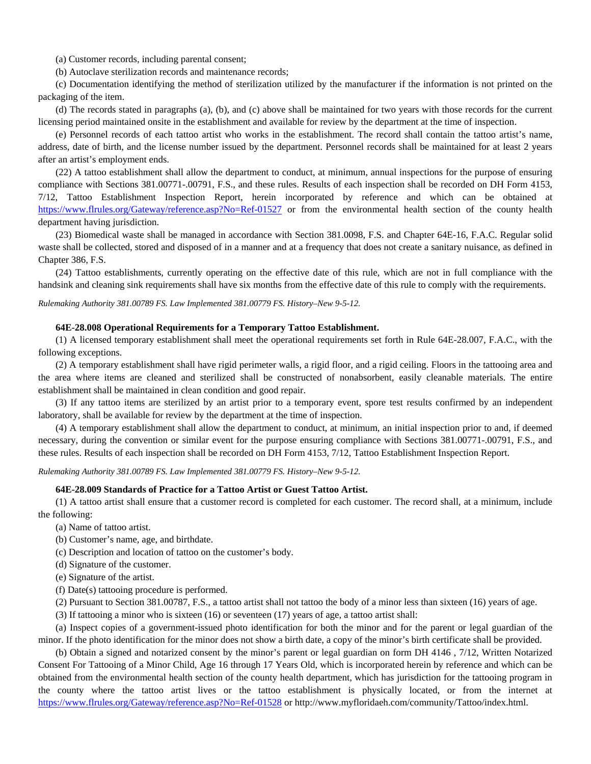(a) Customer records, including parental consent;

(b) Autoclave sterilization records and maintenance records;

(c) Documentation identifying the method of sterilization utilized by the manufacturer if the information is not printed on the packaging of the item.

(d) The records stated in paragraphs (a), (b), and (c) above shall be maintained for two years with those records for the current licensing period maintained onsite in the establishment and available for review by the department at the time of inspection.

(e) Personnel records of each tattoo artist who works in the establishment. The record shall contain the tattoo artist's name, address, date of birth, and the license number issued by the department. Personnel records shall be maintained for at least 2 years after an artist's employment ends.

(22) A tattoo establishment shall allow the department to conduct, at minimum, annual inspections for the purpose of ensuring compliance with Sections 381.00771-.00791, F.S., and these rules. Results of each inspection shall be recorded on DH Form 4153, 7/12, Tattoo Establishment Inspection Report, herein incorporated by reference and which can be obtained at https://www.flrules.org/Gateway/reference.asp?No=Ref-01527 or from the environmental health section of the county health department having jurisdiction.

(23) Biomedical waste shall be managed in accordance with Section 381.0098, F.S. and Chapter 64E-16, F.A.C. Regular solid waste shall be collected, stored and disposed of in a manner and at a frequency that does not create a sanitary nuisance, as defined in Chapter 386, F.S.

(24) Tattoo establishments, currently operating on the effective date of this rule, which are not in full compliance with the handsink and cleaning sink requirements shall have six months from the effective date of this rule to comply with the requirements.

*Rulemaking Authority 381.00789 FS. Law Implemented 381.00779 FS. History–New 9-5-12.*

**64E-28.008 Operational Requirements for a Temporary Tattoo Establishment.**

(1) A licensed temporary establishment shall meet the operational requirements set forth in Rule 64E-28.007, F.A.C., with the following exceptions.

(2) A temporary establishment shall have rigid perimeter walls, a rigid floor, and a rigid ceiling. Floors in the tattooing area and the area where items are cleaned and sterilized shall be constructed of nonabsorbent, easily cleanable materials. The entire establishment shall be maintained in clean condition and good repair.

(3) If any tattoo items are sterilized by an artist prior to a temporary event, spore test results confirmed by an independent laboratory, shall be available for review by the department at the time of inspection.

(4) A temporary establishment shall allow the department to conduct, at minimum, an initial inspection prior to and, if deemed necessary, during the convention or similar event for the purpose ensuring compliance with Sections 381.00771-.00791, F.S., and these rules. Results of each inspection shall be recorded on DH Form 4153, 7/12, Tattoo Establishment Inspection Report.

*Rulemaking Authority 381.00789 FS. Law Implemented 381.00779 FS. History–New 9-5-12.*

**64E-28.009 Standards of Practice for a Tattoo Artist or Guest Tattoo Artist.**

(1) A tattoo artist shall ensure that a customer record is completed for each customer. The record shall, at a minimum, include the following:

(a) Name of tattoo artist.

(b) Customer's name, age, and birthdate.

(c) Description and location of tattoo on the customer's body.

(d) Signature of the customer.

(e) Signature of the artist.

(f) Date(s) tattooing procedure is performed.

(2) Pursuant to Section 381.00787, F.S., a tattoo artist shall not tattoo the body of a minor less than sixteen (16) years of age.

(3) If tattooing a minor who is sixteen (16) or seventeen (17) years of age, a tattoo artist shall:

(a) Inspect copies of a government-issued photo identification for both the minor and for the parent or legal guardian of the minor. If the photo identification for the minor does not show a birth date, a copy of the minor's birth certificate shall be provided.

(b) Obtain a signed and notarized consent by the minor's parent or legal guardian on form DH 4146 , 7/12, Written Notarized Consent For Tattooing of a Minor Child, Age 16 through 17 Years Old, which is incorporated herein by reference and which can be obtained from the environmental health section of the county health department, which has jurisdiction for the tattooing program in the county where the tattoo artist lives or the tattoo establishment is physically located, or from the internet at https://www.flrules.org/Gateway/reference.asp?No=Ref-01528 or http://www.myfloridaeh.com/community/Tattoo/index.html.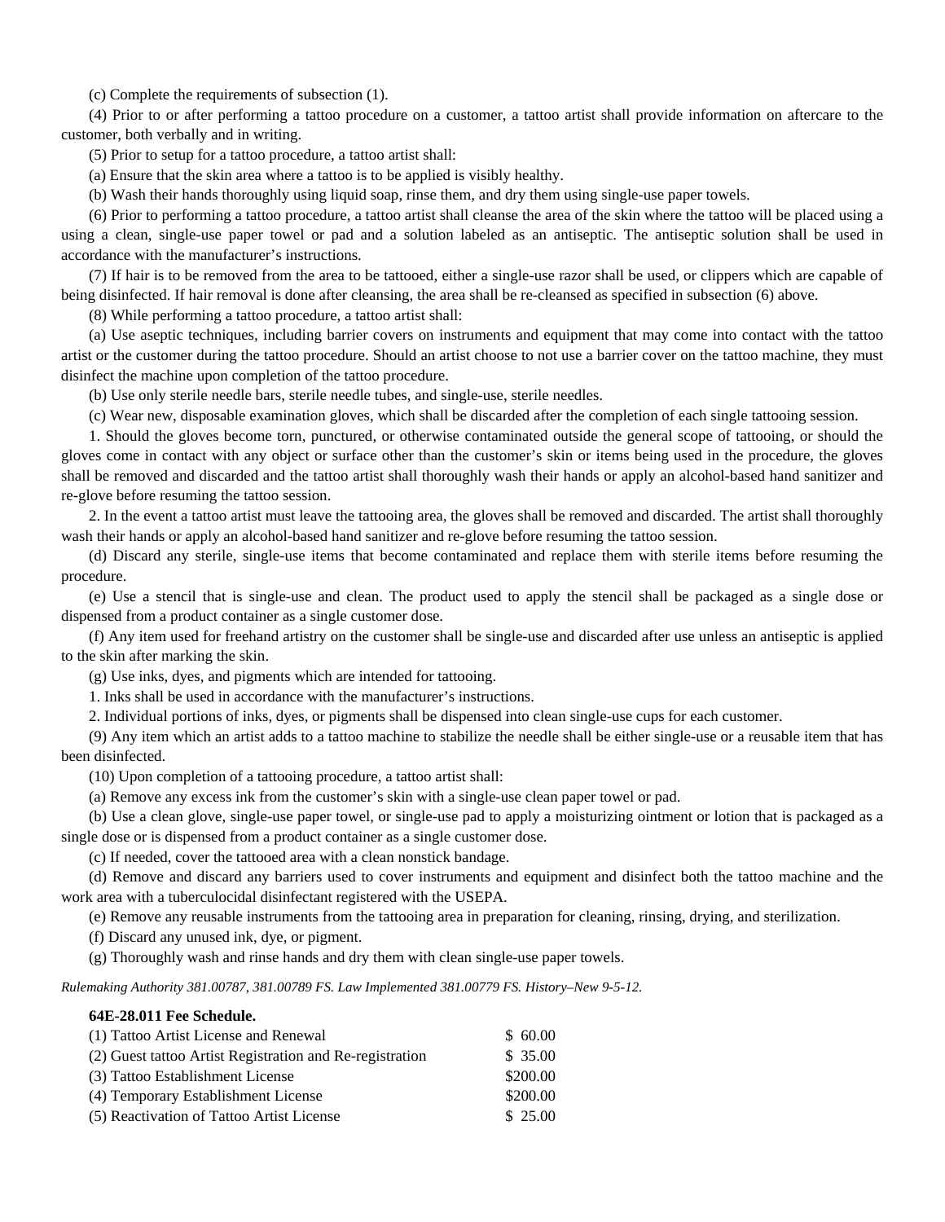(c) Complete the requirements of subsection (1).

(4) Prior to or after performing a tattoo procedure on a customer, a tattoo artist shall provide information on aftercare to the customer, both verbally and in writing.

(5) Prior to setup for a tattoo procedure, a tattoo artist shall:

(a) Ensure that the skin area where a tattoo is to be applied is visibly healthy.

(b) Wash their hands thoroughly using liquid soap, rinse them, and dry them using single-use paper towels.

(6) Prior to performing a tattoo procedure, a tattoo artist shall cleanse the area of the skin where the tattoo will be placed using a using a clean, single-use paper towel or pad and a solution labeled as an antiseptic. The antiseptic solution shall be used in accordance with the manufacturer's instructions.

(7) If hair is to be removed from the area to be tattooed, either a single-use razor shall be used, or clippers which are capable of being disinfected. If hair removal is done after cleansing, the area shall be re-cleansed as specified in subsection (6) above.

(8) While performing a tattoo procedure, a tattoo artist shall:

(a) Use aseptic techniques, including barrier covers on instruments and equipment that may come into contact with the tattoo artist or the customer during the tattoo procedure. Should an artist choose to not use a barrier cover on the tattoo machine, they must disinfect the machine upon completion of the tattoo procedure.

(b) Use only sterile needle bars, sterile needle tubes, and single-use, sterile needles.

(c) Wear new, disposable examination gloves, which shall be discarded after the completion of each single tattooing session.

1. Should the gloves become torn, punctured, or otherwise contaminated outside the general scope of tattooing, or should the gloves come in contact with any object or surface other than the customer's skin or items being used in the procedure, the gloves shall be removed and discarded and the tattoo artist shall thoroughly wash their hands or apply an alcohol-based hand sanitizer and re-glove before resuming the tattoo session.

2. In the event a tattoo artist must leave the tattooing area, the gloves shall be removed and discarded. The artist shall thoroughly wash their hands or apply an alcohol-based hand sanitizer and re-glove before resuming the tattoo session.

(d) Discard any sterile, single-use items that become contaminated and replace them with sterile items before resuming the procedure.

(e) Use a stencil that is single-use and clean. The product used to apply the stencil shall be packaged as a single dose or dispensed from a product container as a single customer dose.

(f) Any item used for freehand artistry on the customer shall be single-use and discarded after use unless an antiseptic is applied to the skin after marking the skin.

(g) Use inks, dyes, and pigments which are intended for tattooing.

1. Inks shall be used in accordance with the manufacturer's instructions.

2. Individual portions of inks, dyes, or pigments shall be dispensed into clean single-use cups for each customer.

(9) Any item which an artist adds to a tattoo machine to stabilize the needle shall be either single-use or a reusable item that has been disinfected.

(10) Upon completion of a tattooing procedure, a tattoo artist shall:

(a) Remove any excess ink from the customer's skin with a single-use clean paper towel or pad.

(b) Use a clean glove, single-use paper towel, or single-use pad to apply a moisturizing ointment or lotion that is packaged as a single dose or is dispensed from a product container as a single customer dose.

(c) If needed, cover the tattooed area with a clean nonstick bandage.

(d) Remove and discard any barriers used to cover instruments and equipment and disinfect both the tattoo machine and the work area with a tuberculocidal disinfectant registered with the USEPA.

(e) Remove any reusable instruments from the tattooing area in preparation for cleaning, rinsing, drying, and sterilization.

(f) Discard any unused ink, dye, or pigment.

(g) Thoroughly wash and rinse hands and dry them with clean single-use paper towels.

*Rulemaking Authority 381.00787, 381.00789 FS. Law Implemented 381.00779 FS. History–New 9-5-12.*

**64E-28.011 Fee Schedule.**

| | |
|---|---|
| (1) Tattoo Artist License and Renewal | $ 60.00 |
| (2) Guest tattoo Artist Registration and Re-registration | $ 35.00 |
| (3) Tattoo Establishment License | $200.00 |
| (4) Temporary Establishment License | $200.00 |
| (5) Reactivation of Tattoo Artist License | $ 25.00 |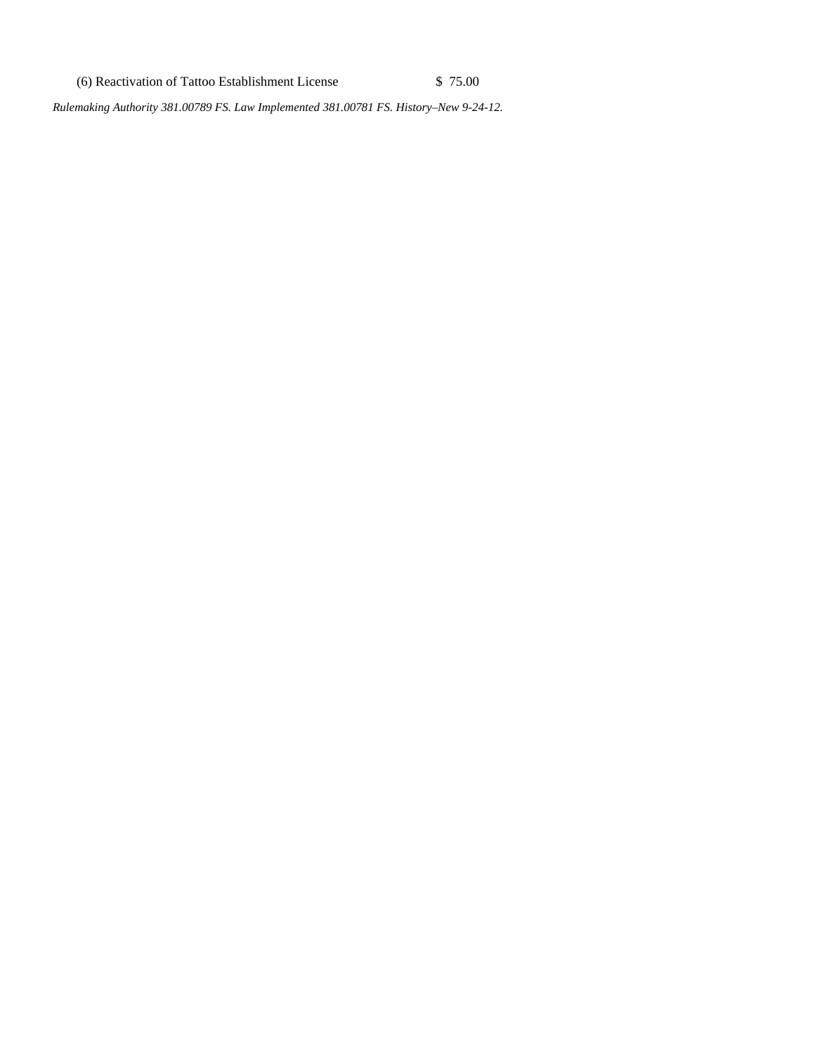(6) Reactivation of Tattoo Establishment License $ 75.00

*Rulemaking Authority 381.00789 FS. Law Implemented 381.00781 FS. History–New 9-24-12.*